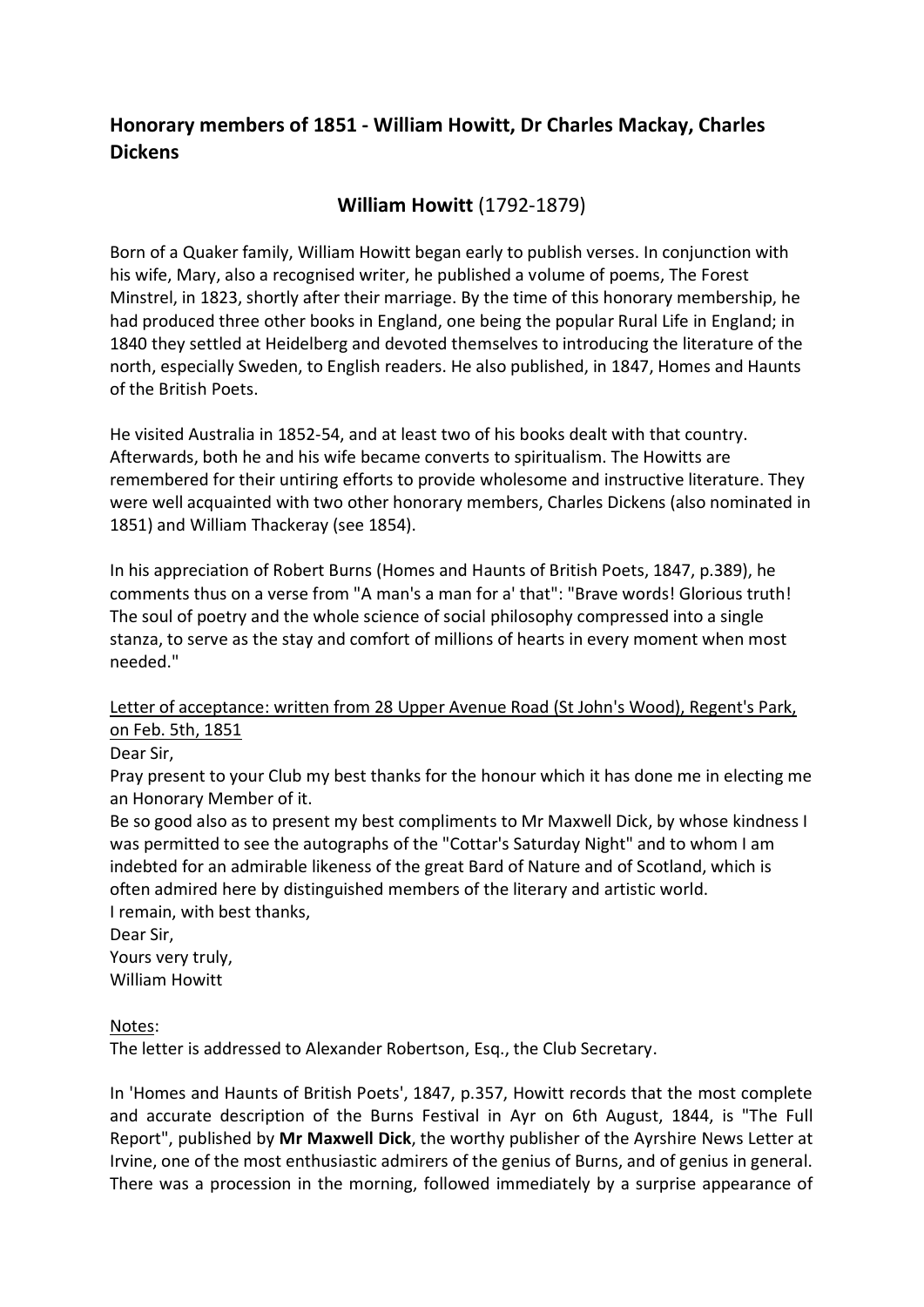## Honorary members of 1851 - William Howitt, Dr Charles Mackay, Charles Dickens

### **William Howitt** (1792-1879)

Born of a Quaker family, William Howitt began early to publish verses. In conjunction with his wife, Mary, also a recognised writer, he published a volume of poems, The Forest Minstrel, in 1823, shortly after their marriage. By the time of this honorary membership, he had produced three other books in England, one being the popular Rural Life in England; in 1840 they settled at Heidelberg and devoted themselves to introducing the literature of the north, especially Sweden, to English readers. He also published, in 1847, Homes and Haunts of the British Poets.

He visited Australia in 1852-54, and at least two of his books dealt with that country. Afterwards, both he and his wife became converts to spiritualism. The Howitts are remembered for their untiring efforts to provide wholesome and instructive literature. They were well acquainted with two other honorary members, Charles Dickens (also nominated in 1851) and William Thackeray (see 1854).

In his appreciation of Robert Burns (Homes and Haunts of British Poets, 1847, p.389), he comments thus on a verse from "A man's a man for a' that": "Brave words! Glorious truth! The soul of poetry and the whole science of social philosophy compressed into a single stanza, to serve as the stay and comfort of millions of hearts in every moment when most needed."

<u>Letter of acceptance: written from 28 Upper Avenue Road (St John's Wood), Regent's Park, on Feb. 5th, 1851</u>

Dear Sir,

Pray present to your Club my best thanks for the honour which it has done me in electing me an Honorary Member of it.

Be so good also as to present my best compliments to Mr Maxwell Dick, by whose kindness I was permitted to see the autographs of the "Cottar's Saturday Night" and to whom I am indebted for an admirable likeness of the great Bard of Nature and of Scotland, which is often admired here by distinguished members of the literary and artistic world.

I remain, with best thanks,

Dear Sir,

Yours very truly,

William Howitt

<u>Notes</u>:

The letter is addressed to Alexander Robertson, Esq., the Club Secretary.

In 'Homes and Haunts of British Poets', 1847, p.357, Howitt records that the most complete and accurate description of the Burns Festival in Ayr on 6th August, 1844, is "The Full Report", published by **Mr Maxwell Dick**, the worthy publisher of the Ayrshire News Letter at Irvine, one of the most enthusiastic admirers of the genius of Burns, and of genius in general. There was a procession in the morning, followed immediately by a surprise appearance of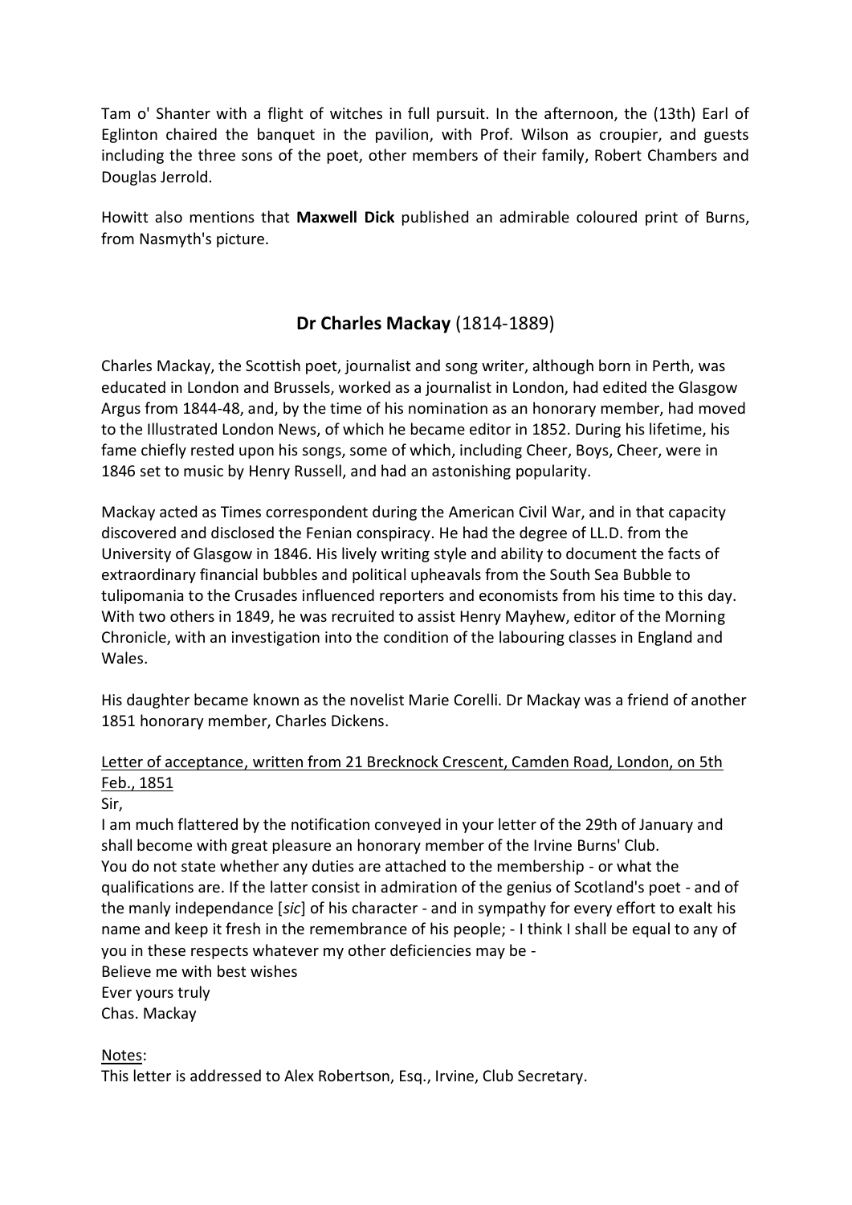Tam o' Shanter with a flight of witches in full pursuit. In the afternoon, the (13th) Earl of Eglinton chaired the banquet in the pavilion, with Prof. Wilson as croupier, and guests including the three sons of the poet, other members of their family, Robert Chambers and Douglas Jerrold.

Howitt also mentions that **Maxwell Dick** published an admirable coloured print of Burns, from Nasmyth's picture.

## **Dr Charles Mackay** (1814-1889)

Charles Mackay, the Scottish poet, journalist and song writer, although born in Perth, was educated in London and Brussels, worked as a journalist in London, had edited the Glasgow Argus from 1844-48, and, by the time of his nomination as an honorary member, had moved to the Illustrated London News, of which he became editor in 1852. During his lifetime, his fame chiefly rested upon his songs, some of which, including Cheer, Boys, Cheer, were in 1846 set to music by Henry Russell, and had an astonishing popularity.

Mackay acted as Times correspondent during the American Civil War, and in that capacity discovered and disclosed the Fenian conspiracy. He had the degree of LL.D. from the University of Glasgow in 1846. His lively writing style and ability to document the facts of extraordinary financial bubbles and political upheavals from the South Sea Bubble to tulipomania to the Crusades influenced reporters and economists from his time to this day. With two others in 1849, he was recruited to assist Henry Mayhew, editor of the Morning Chronicle, with an investigation into the condition of the labouring classes in England and Wales.

His daughter became known as the novelist Marie Corelli. Dr Mackay was a friend of another 1851 honorary member, Charles Dickens.

<u>Letter of acceptance, written from 21 Brecknock Crescent, Camden Road, London, on 5th Feb., 1851</u>

Sir,
I am much flattered by the notification conveyed in your letter of the 29th of January and shall become with great pleasure an honorary member of the Irvine Burns' Club.
You do not state whether any duties are attached to the membership - or what the qualifications are. If the latter consist in admiration of the genius of Scotland's poet - and of the manly independance [*sic*] of his character - and in sympathy for every effort to exalt his name and keep it fresh in the remembrance of his people; - I think I shall be equal to any of you in these respects whatever my other deficiencies may be -
Believe me with best wishes
Ever yours truly
Chas. Mackay

<u>Notes</u>:
This letter is addressed to Alex Robertson, Esq., Irvine, Club Secretary.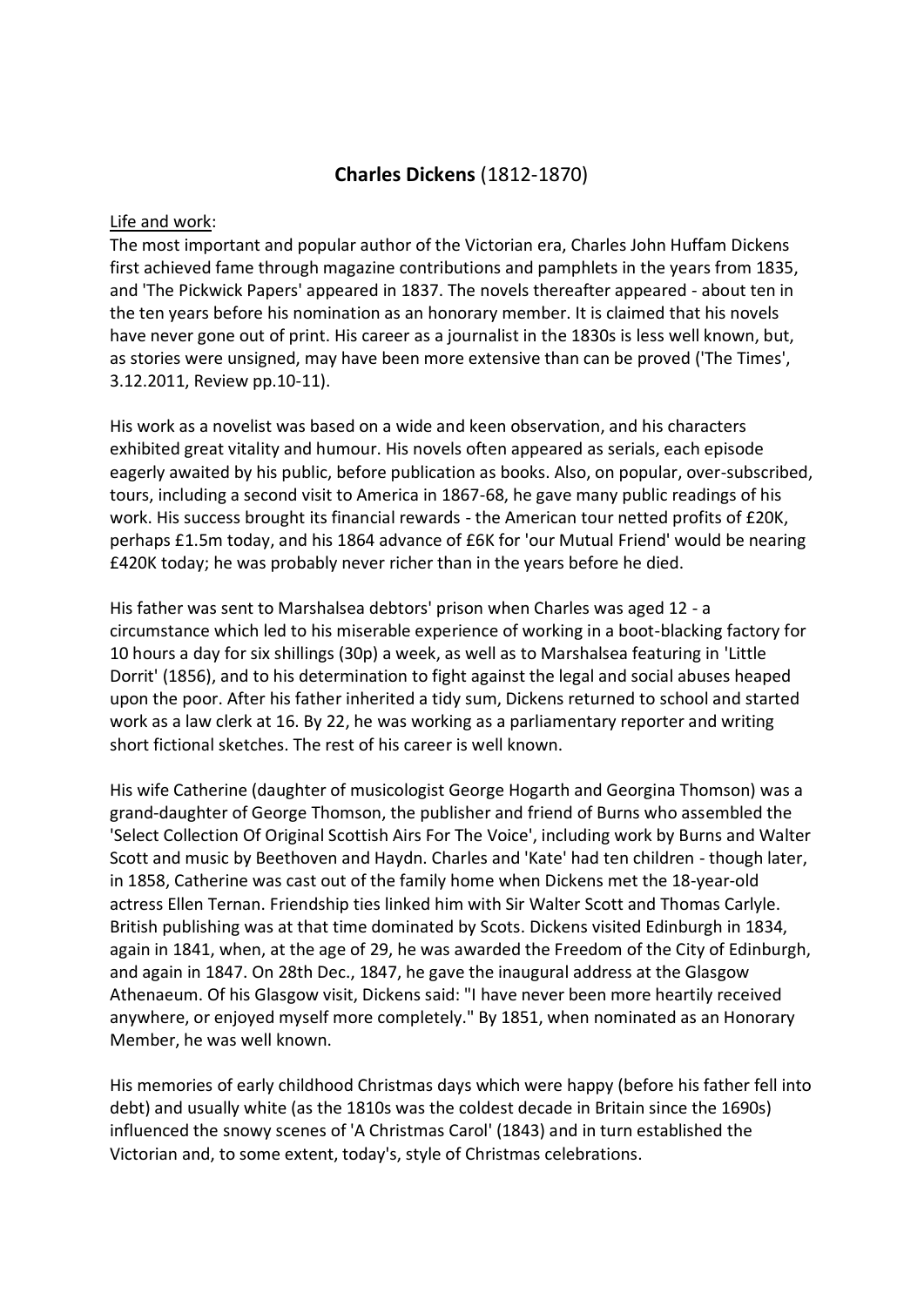## **Charles Dickens** (1812-1870)

Life and work:

The most important and popular author of the Victorian era, Charles John Huffam Dickens first achieved fame through magazine contributions and pamphlets in the years from 1835, and 'The Pickwick Papers' appeared in 1837. The novels thereafter appeared - about ten in the ten years before his nomination as an honorary member. It is claimed that his novels have never gone out of print. His career as a journalist in the 1830s is less well known, but, as stories were unsigned, may have been more extensive than can be proved ('The Times', 3.12.2011, Review pp.10-11).

His work as a novelist was based on a wide and keen observation, and his characters exhibited great vitality and humour. His novels often appeared as serials, each episode eagerly awaited by his public, before publication as books. Also, on popular, over-subscribed, tours, including a second visit to America in 1867-68, he gave many public readings of his work. His success brought its financial rewards - the American tour netted profits of £20K, perhaps £1.5m today, and his 1864 advance of £6K for 'our Mutual Friend' would be nearing £420K today; he was probably never richer than in the years before he died.

His father was sent to Marshalsea debtors' prison when Charles was aged 12 - a circumstance which led to his miserable experience of working in a boot-blacking factory for 10 hours a day for six shillings (30p) a week, as well as to Marshalsea featuring in 'Little Dorrit' (1856), and to his determination to fight against the legal and social abuses heaped upon the poor. After his father inherited a tidy sum, Dickens returned to school and started work as a law clerk at 16. By 22, he was working as a parliamentary reporter and writing short fictional sketches. The rest of his career is well known.

His wife Catherine (daughter of musicologist George Hogarth and Georgina Thomson) was a grand-daughter of George Thomson, the publisher and friend of Burns who assembled the 'Select Collection Of Original Scottish Airs For The Voice', including work by Burns and Walter Scott and music by Beethoven and Haydn. Charles and 'Kate' had ten children - though later, in 1858, Catherine was cast out of the family home when Dickens met the 18-year-old actress Ellen Ternan. Friendship ties linked him with Sir Walter Scott and Thomas Carlyle. British publishing was at that time dominated by Scots. Dickens visited Edinburgh in 1834, again in 1841, when, at the age of 29, he was awarded the Freedom of the City of Edinburgh, and again in 1847. On 28th Dec., 1847, he gave the inaugural address at the Glasgow Athenaeum. Of his Glasgow visit, Dickens said: "I have never been more heartily received anywhere, or enjoyed myself more completely." By 1851, when nominated as an Honorary Member, he was well known.

His memories of early childhood Christmas days which were happy (before his father fell into debt) and usually white (as the 1810s was the coldest decade in Britain since the 1690s) influenced the snowy scenes of 'A Christmas Carol' (1843) and in turn established the Victorian and, to some extent, today's, style of Christmas celebrations.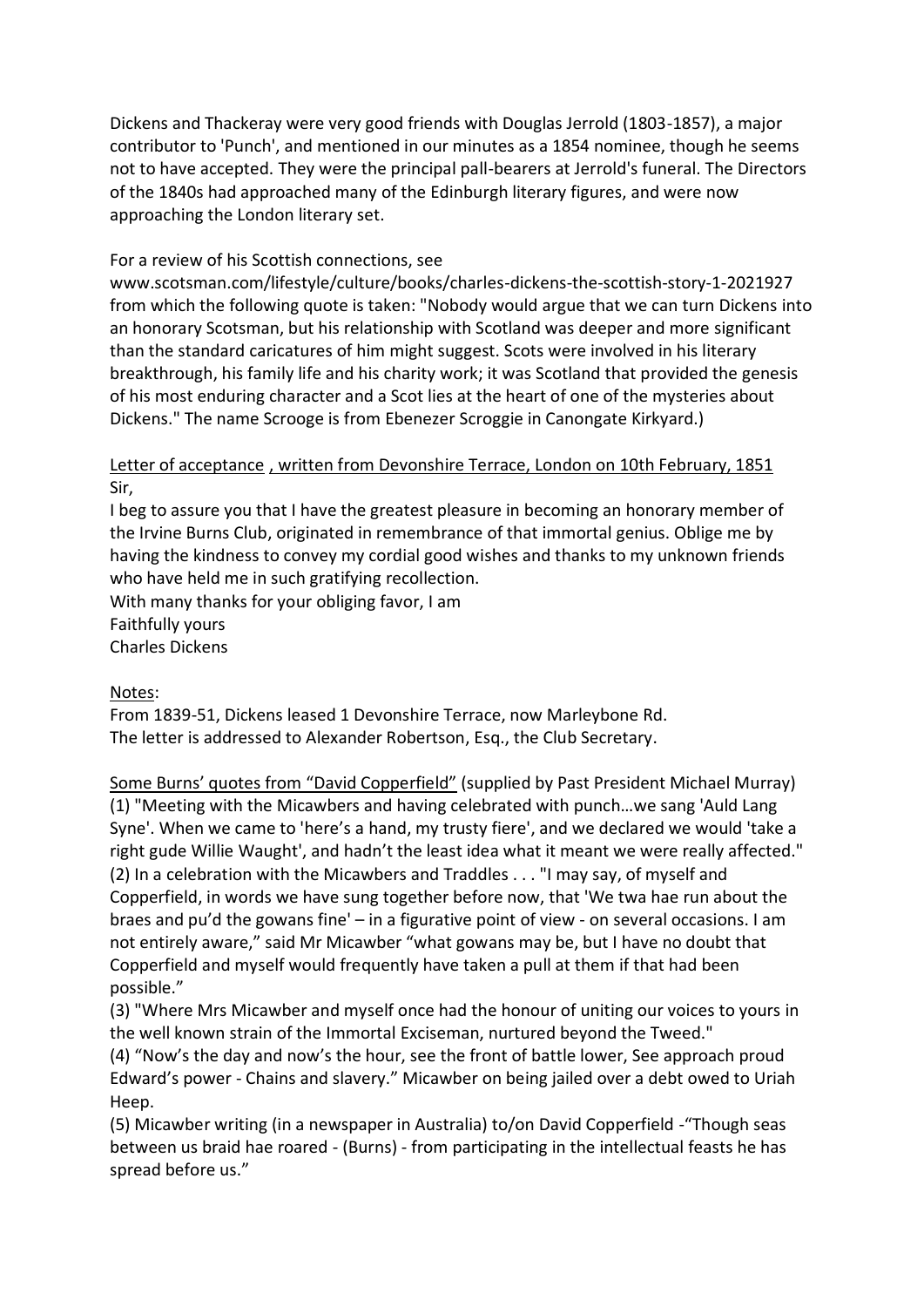Dickens and Thackeray were very good friends with Douglas Jerrold (1803-1857), a major contributor to 'Punch', and mentioned in our minutes as a 1854 nominee, though he seems not to have accepted. They were the principal pall-bearers at Jerrold's funeral. The Directors of the 1840s had approached many of the Edinburgh literary figures, and were now approaching the London literary set.

For a review of his Scottish connections, see www.scotsman.com/lifestyle/culture/books/charles-dickens-the-scottish-story-1-2021927 from which the following quote is taken: "Nobody would argue that we can turn Dickens into an honorary Scotsman, but his relationship with Scotland was deeper and more significant than the standard caricatures of him might suggest. Scots were involved in his literary breakthrough, his family life and his charity work; it was Scotland that provided the genesis of his most enduring character and a Scot lies at the heart of one of the mysteries about Dickens." The name Scrooge is from Ebenezer Scroggie in Canongate Kirkyard.)

Letter of acceptance , written from Devonshire Terrace, London on 10th February, 1851

Sir,

I beg to assure you that I have the greatest pleasure in becoming an honorary member of the Irvine Burns Club, originated in remembrance of that immortal genius. Oblige me by having the kindness to convey my cordial good wishes and thanks to my unknown friends who have held me in such gratifying recollection.

With many thanks for your obliging favor, I am

Faithfully yours

Charles Dickens

Notes:

From 1839-51, Dickens leased 1 Devonshire Terrace, now Marleybone Rd.

The letter is addressed to Alexander Robertson, Esq., the Club Secretary.

Some Burns' quotes from "David Copperfield" (supplied by Past President Michael Murray)

(1) "Meeting with the Micawbers and having celebrated with punch…we sang 'Auld Lang Syne'. When we came to 'here's a hand, my trusty fiere', and we declared we would 'take a right gude Willie Waught', and hadn't the least idea what it meant we were really affected."

(2) In a celebration with the Micawbers and Traddles . . . "I may say, of myself and Copperfield, in words we have sung together before now, that 'We twa hae run about the braes and pu'd the gowans fine' – in a figurative point of view - on several occasions. I am not entirely aware," said Mr Micawber "what gowans may be, but I have no doubt that Copperfield and myself would frequently have taken a pull at them if that had been possible."

(3) "Where Mrs Micawber and myself once had the honour of uniting our voices to yours in the well known strain of the Immortal Exciseman, nurtured beyond the Tweed."

(4) "Now's the day and now's the hour, see the front of battle lower, See approach proud Edward's power - Chains and slavery." Micawber on being jailed over a debt owed to Uriah Heep.

(5) Micawber writing (in a newspaper in Australia) to/on David Copperfield -"Though seas between us braid hae roared - (Burns) - from participating in the intellectual feasts he has spread before us."